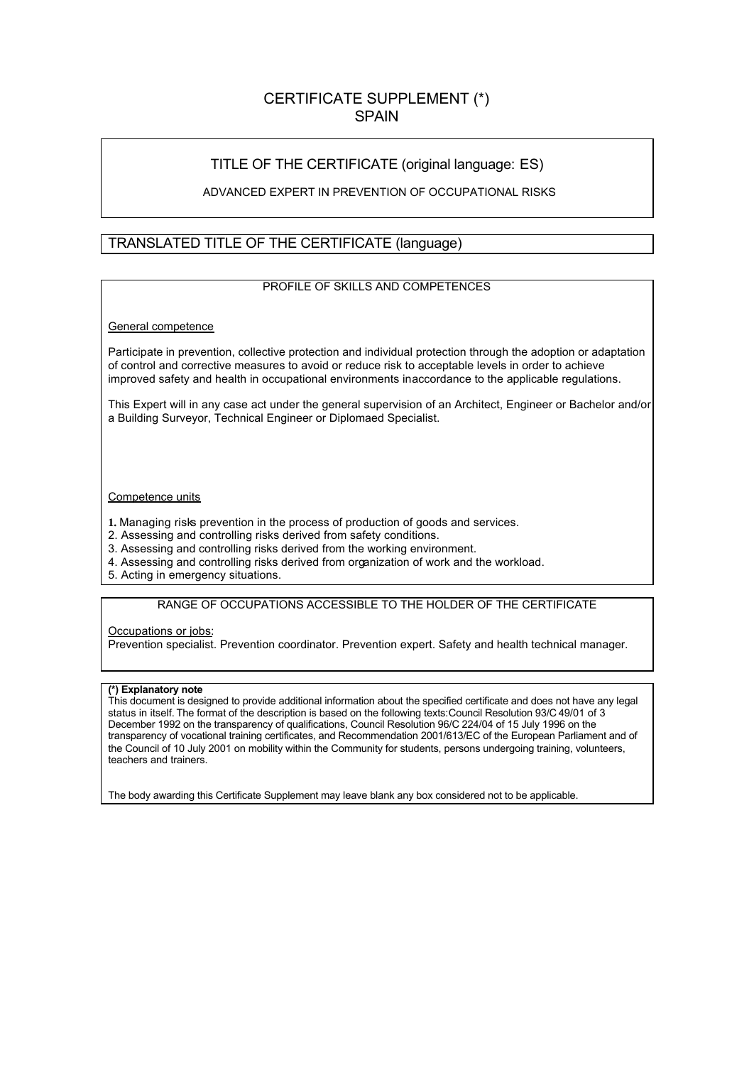# CERTIFICATE SUPPLEMENT (*)
# SPAIN

## TITLE OF THE CERTIFICATE (original language: ES)

ADVANCED EXPERT IN PREVENTION OF OCCUPATIONAL RISKS

## TRANSLATED TITLE OF THE CERTIFICATE (language)

## PROFILE OF SKILLS AND COMPETENCES

General competence

Participate in prevention, collective protection and individual protection through the adoption or adaptation of control and corrective measures to avoid or reduce risk to acceptable levels in order to achieve improved safety and health in occupational environments inaccordance to the applicable regulations.

This Expert will in any case act under the general supervision of an Architect, Engineer or Bachelor and/or a Building Surveyor, Technical Engineer or Diplomaed Specialist.

Competence units

1. Managing risks prevention in the process of production of goods and services.
2. Assessing and controlling risks derived from safety conditions.
3. Assessing and controlling risks derived from the working environment.
4. Assessing and controlling risks derived from organization of work and the workload.
5. Acting in emergency situations.

## RANGE OF OCCUPATIONS ACCESSIBLE TO THE HOLDER OF THE CERTIFICATE

Occupations or jobs:
Prevention specialist. Prevention coordinator. Prevention expert. Safety and health technical manager.

**(*) Explanatory note**
This document is designed to provide additional information about the specified certificate and does not have any legal status in itself. The format of the description is based on the following texts: Council Resolution 93/C 49/01 of 3 December 1992 on the transparency of qualifications, Council Resolution 96/C 224/04 of 15 July 1996 on the transparency of vocational training certificates, and Recommendation 2001/613/EC of the European Parliament and of the Council of 10 July 2001 on mobility within the Community for students, persons undergoing training, volunteers, teachers and trainers.

The body awarding this Certificate Supplement may leave blank any box considered not to be applicable.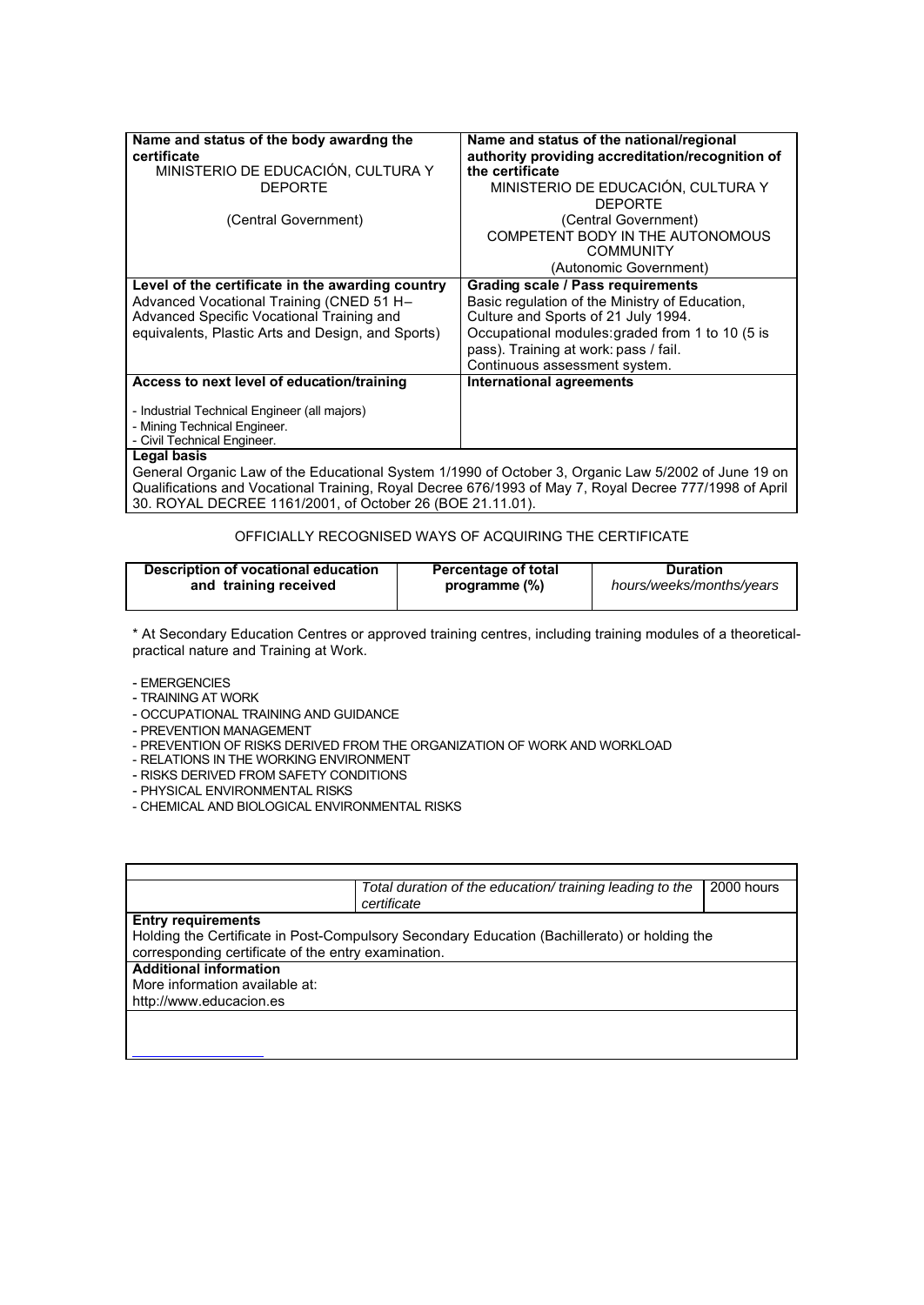| Name and status of the body awarding the certificate | Name and status of the national/regional authority providing accreditation/recognition of the certificate |
|---|---|
| MINISTERIO DE EDUCACIÓN, CULTURA Y DEPORTE<br><br>(Central Government) | MINISTERIO DE EDUCACIÓN, CULTURA Y DEPORTE<br>(Central Government)<br>COMPETENT BODY IN THE AUTONOMOUS COMMUNITY<br>(Autonomic Government) |
| **Level of the certificate in the awarding country** | **Grading scale / Pass requirements** |
| Advanced Vocational Training (CNED 51 H– Advanced Specific Vocational Training and equivalents, Plastic Arts and Design, and Sports) | Basic regulation of the Ministry of Education, Culture and Sports of 21 July 1994.<br>Occupational modules: graded from 1 to 10 (5 is pass). Training at work: pass / fail.<br>Continuous assessment system. |
| **Access to next level of education/training** | **International agreements** |
| - Industrial Technical Engineer (all majors)<br>- Mining Technical Engineer.<br>- Civil Technical Engineer. | |

**Legal basis**

General Organic Law of the Educational System 1/1990 of October 3, Organic Law 5/2002 of June 19 on Qualifications and Vocational Training, Royal Decree 676/1993 of May 7, Royal Decree 777/1998 of April 30. ROYAL DECREE 1161/2001, of October 26 (BOE 21.11.01).

OFFICIALLY RECOGNISED WAYS OF ACQUIRING THE CERTIFICATE

| Description of vocational education and training received | Percentage of total programme (%) | Duration *hours/weeks/months/years* |
|---|---|---|

* At Secondary Education Centres or approved training centres, including training modules of a theoretical-practical nature and Training at Work.

- EMERGENCIES
- TRAINING AT WORK
- OCCUPATIONAL TRAINING AND GUIDANCE
- PREVENTION MANAGEMENT
- PREVENTION OF RISKS DERIVED FROM THE ORGANIZATION OF WORK AND WORKLOAD
- RELATIONS IN THE WORKING ENVIRONMENT
- RISKS DERIVED FROM SAFETY CONDITIONS
- PHYSICAL ENVIRONMENTAL RISKS
- CHEMICAL AND BIOLOGICAL ENVIRONMENTAL RISKS

| | | |
|---|---|---|
| | *Total duration of the education/ training leading to the certificate* | 2000 hours |

**Entry requirements**

Holding the Certificate in Post-Compulsory Secondary Education (Bachillerato) or holding the corresponding certificate of the entry examination.

**Additional information**

More information available at:
http://www.educacion.es